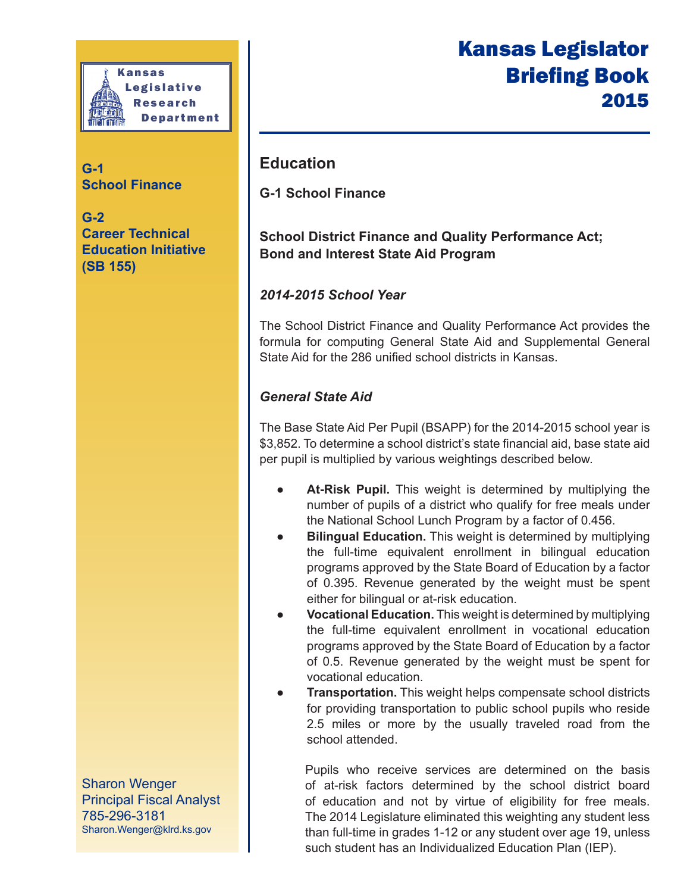Kansas Legislative Research Department

**G-1**
**School Finance**

**G-2**
**Career Technical Education Initiative (SB 155)**

Sharon Wenger
Principal Fiscal Analyst
785-296-3181
Sharon.Wenger@klrd.ks.gov

# Kansas Legislator Briefing Book 2015

## Education

### G-1 School Finance

### School District Finance and Quality Performance Act; Bond and Interest State Aid Program

#### *2014-2015 School Year*

The School District Finance and Quality Performance Act provides the formula for computing General State Aid and Supplemental General State Aid for the 286 unified school districts in Kansas.

#### *General State Aid*

The Base State Aid Per Pupil (BSAPP) for the 2014-2015 school year is $3,852. To determine a school district's state financial aid, base state aid per pupil is multiplied by various weightings described below.

- **At-Risk Pupil.** This weight is determined by multiplying the number of pupils of a district who qualify for free meals under the National School Lunch Program by a factor of 0.456.
- **Bilingual Education.** This weight is determined by multiplying the full-time equivalent enrollment in bilingual education programs approved by the State Board of Education by a factor of 0.395. Revenue generated by the weight must be spent either for bilingual or at-risk education.
- **Vocational Education.** This weight is determined by multiplying the full-time equivalent enrollment in vocational education programs approved by the State Board of Education by a factor of 0.5. Revenue generated by the weight must be spent for vocational education.
- **Transportation.** This weight helps compensate school districts for providing transportation to public school pupils who reside 2.5 miles or more by the usually traveled road from the school attended.

Pupils who receive services are determined on the basis of at-risk factors determined by the school district board of education and not by virtue of eligibility for free meals. The 2014 Legislature eliminated this weighting any student less than full-time in grades 1-12 or any student over age 19, unless such student has an Individualized Education Plan (IEP).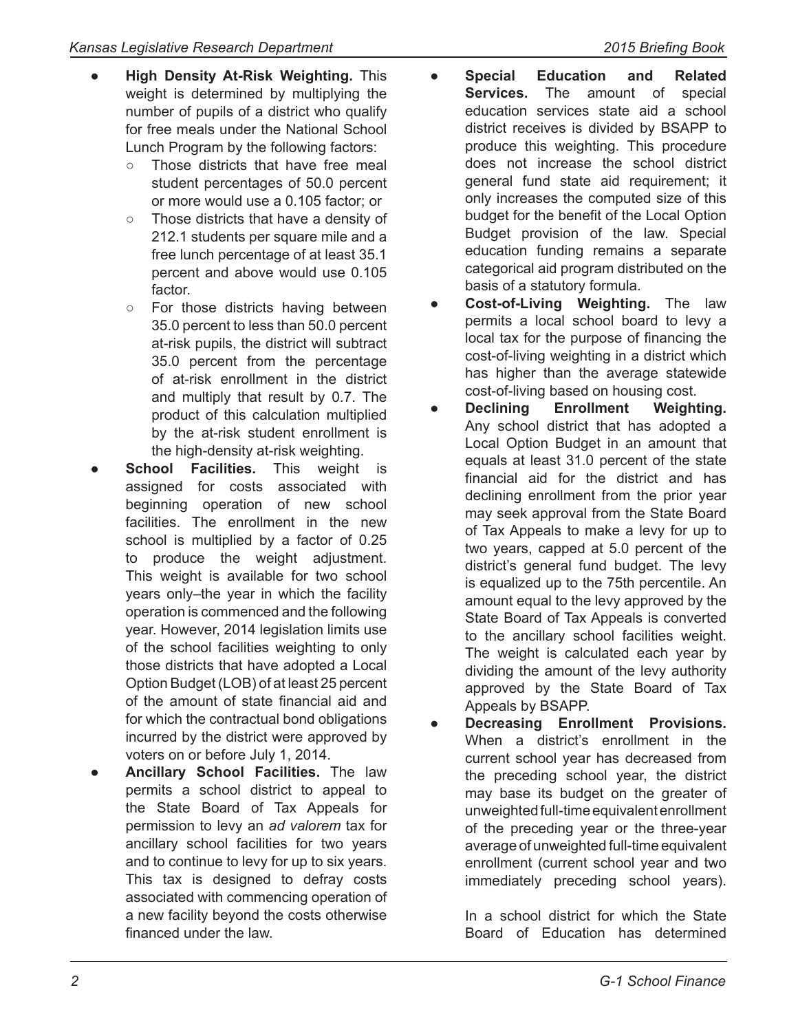- **High Density At-Risk Weighting.** This weight is determined by multiplying the number of pupils of a district who qualify for free meals under the National School Lunch Program by the following factors:
  - Those districts that have free meal student percentages of 50.0 percent or more would use a 0.105 factor; or
  - Those districts that have a density of 212.1 students per square mile and a free lunch percentage of at least 35.1 percent and above would use 0.105 factor.
  - For those districts having between 35.0 percent to less than 50.0 percent at-risk pupils, the district will subtract 35.0 percent from the percentage of at-risk enrollment in the district and multiply that result by 0.7. The product of this calculation multiplied by the at-risk student enrollment is the high-density at-risk weighting.
- **School Facilities.** This weight is assigned for costs associated with beginning operation of new school facilities. The enrollment in the new school is multiplied by a factor of 0.25 to produce the weight adjustment. This weight is available for two school years only–the year in which the facility operation is commenced and the following year. However, 2014 legislation limits use of the school facilities weighting to only those districts that have adopted a Local Option Budget (LOB) of at least 25 percent of the amount of state financial aid and for which the contractual bond obligations incurred by the district were approved by voters on or before July 1, 2014.
- **Ancillary School Facilities.** The law permits a school district to appeal to the State Board of Tax Appeals for permission to levy an *ad valorem* tax for ancillary school facilities for two years and to continue to levy for up to six years. This tax is designed to defray costs associated with commencing operation of a new facility beyond the costs otherwise financed under the law.
- **Special Education and Related Services.** The amount of special education services state aid a school district receives is divided by BSAPP to produce this weighting. This procedure does not increase the school district general fund state aid requirement; it only increases the computed size of this budget for the benefit of the Local Option Budget provision of the law. Special education funding remains a separate categorical aid program distributed on the basis of a statutory formula.
- **Cost-of-Living Weighting.** The law permits a local school board to levy a local tax for the purpose of financing the cost-of-living weighting in a district which has higher than the average statewide cost-of-living based on housing cost.
- **Declining Enrollment Weighting.** Any school district that has adopted a Local Option Budget in an amount that equals at least 31.0 percent of the state financial aid for the district and has declining enrollment from the prior year may seek approval from the State Board of Tax Appeals to make a levy for up to two years, capped at 5.0 percent of the district's general fund budget. The levy is equalized up to the 75th percentile. An amount equal to the levy approved by the State Board of Tax Appeals is converted to the ancillary school facilities weight. The weight is calculated each year by dividing the amount of the levy authority approved by the State Board of Tax Appeals by BSAPP.
- **Decreasing Enrollment Provisions.** When a district's enrollment in the current school year has decreased from the preceding school year, the district may base its budget on the greater of unweighted full-time equivalent enrollment of the preceding year or the three-year average of unweighted full-time equivalent enrollment (current school year and two immediately preceding school years).

  In a school district for which the State Board of Education has determined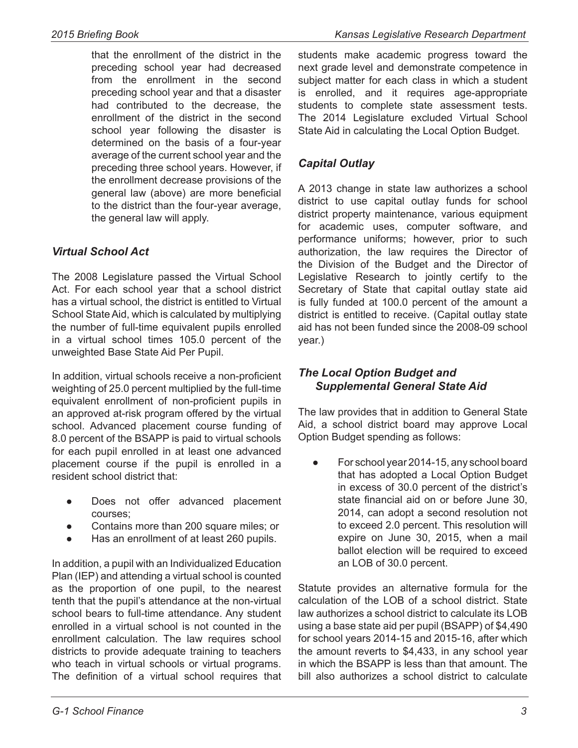that the enrollment of the district in the preceding school year had decreased from the enrollment in the second preceding school year and that a disaster had contributed to the decrease, the enrollment of the district in the second school year following the disaster is determined on the basis of a four-year average of the current school year and the preceding three school years. However, if the enrollment decrease provisions of the general law (above) are more beneficial to the district than the four-year average, the general law will apply.

### *Virtual School Act*

The 2008 Legislature passed the Virtual School Act. For each school year that a school district has a virtual school, the district is entitled to Virtual School State Aid, which is calculated by multiplying the number of full-time equivalent pupils enrolled in a virtual school times 105.0 percent of the unweighted Base State Aid Per Pupil.

In addition, virtual schools receive a non-proficient weighting of 25.0 percent multiplied by the full-time equivalent enrollment of non-proficient pupils in an approved at-risk program offered by the virtual school. Advanced placement course funding of 8.0 percent of the BSAPP is paid to virtual schools for each pupil enrolled in at least one advanced placement course if the pupil is enrolled in a resident school district that:

- Does not offer advanced placement courses;
- Contains more than 200 square miles; or
- Has an enrollment of at least 260 pupils.

In addition, a pupil with an Individualized Education Plan (IEP) and attending a virtual school is counted as the proportion of one pupil, to the nearest tenth that the pupil's attendance at the non-virtual school bears to full-time attendance. Any student enrolled in a virtual school is not counted in the enrollment calculation. The law requires school districts to provide adequate training to teachers who teach in virtual schools or virtual programs. The definition of a virtual school requires that students make academic progress toward the next grade level and demonstrate competence in subject matter for each class in which a student is enrolled, and it requires age-appropriate students to complete state assessment tests. The 2014 Legislature excluded Virtual School State Aid in calculating the Local Option Budget.

### *Capital Outlay*

A 2013 change in state law authorizes a school district to use capital outlay funds for school district property maintenance, various equipment for academic uses, computer software, and performance uniforms; however, prior to such authorization, the law requires the Director of the Division of the Budget and the Director of Legislative Research to jointly certify to the Secretary of State that capital outlay state aid is fully funded at 100.0 percent of the amount a district is entitled to receive. (Capital outlay state aid has not been funded since the 2008-09 school year.)

### *The Local Option Budget and Supplemental General State Aid*

The law provides that in addition to General State Aid, a school district board may approve Local Option Budget spending as follows:

- For school year 2014-15, any school board that has adopted a Local Option Budget in excess of 30.0 percent of the district's state financial aid on or before June 30, 2014, can adopt a second resolution not to exceed 2.0 percent. This resolution will expire on June 30, 2015, when a mail ballot election will be required to exceed an LOB of 30.0 percent.

Statute provides an alternative formula for the calculation of the LOB of a school district. State law authorizes a school district to calculate its LOB using a base state aid per pupil (BSAPP) of $4,490 for school years 2014-15 and 2015-16, after which the amount reverts to $4,433, in any school year in which the BSAPP is less than that amount. The bill also authorizes a school district to calculate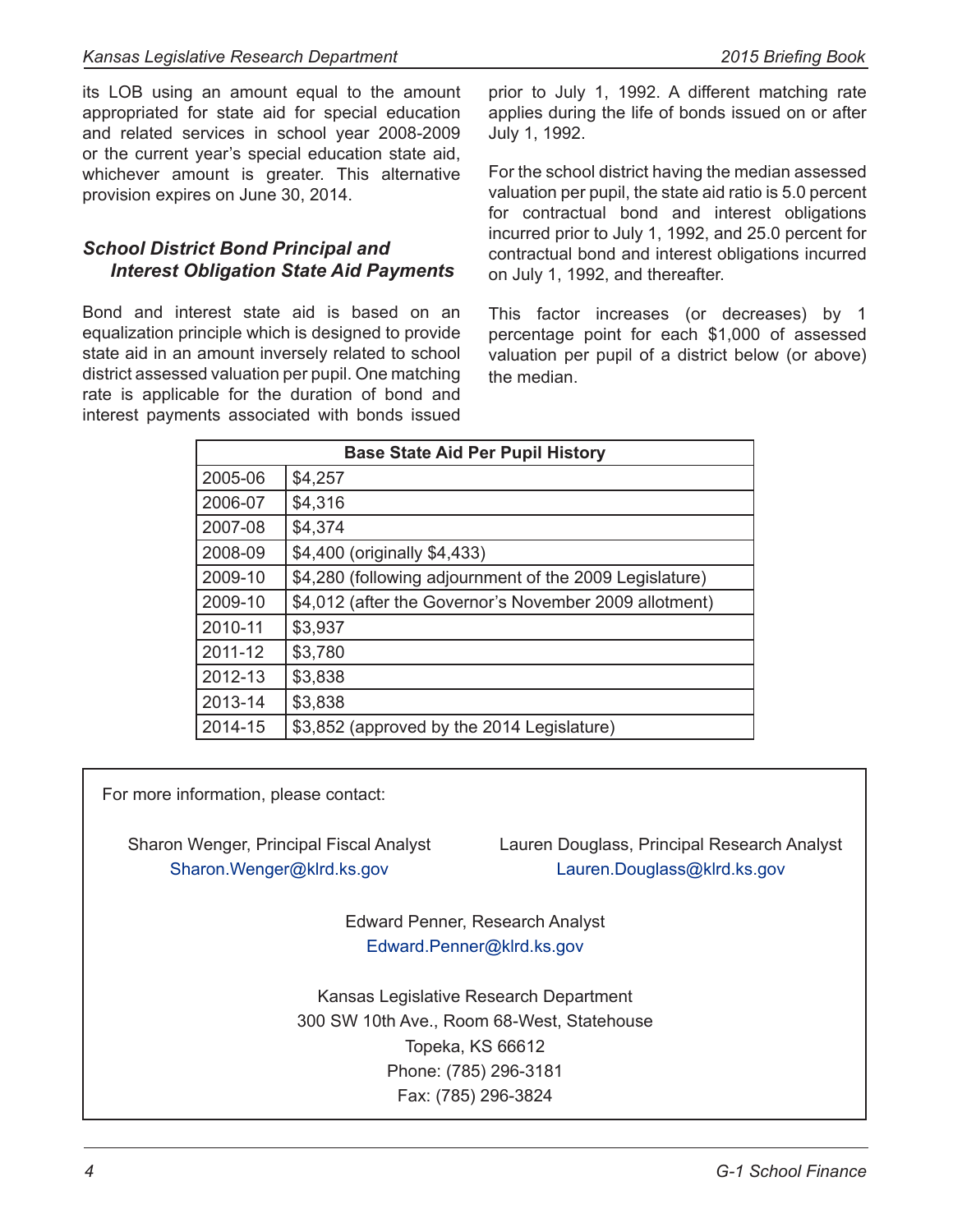its LOB using an amount equal to the amount appropriated for state aid for special education and related services in school year 2008-2009 or the current year's special education state aid, whichever amount is greater. This alternative provision expires on June 30, 2014.

### *School District Bond Principal and Interest Obligation State Aid Payments*

Bond and interest state aid is based on an equalization principle which is designed to provide state aid in an amount inversely related to school district assessed valuation per pupil. One matching rate is applicable for the duration of bond and interest payments associated with bonds issued prior to July 1, 1992. A different matching rate applies during the life of bonds issued on or after July 1, 1992.

For the school district having the median assessed valuation per pupil, the state aid ratio is 5.0 percent for contractual bond and interest obligations incurred prior to July 1, 1992, and 25.0 percent for contractual bond and interest obligations incurred on July 1, 1992, and thereafter.

This factor increases (or decreases) by 1 percentage point for each $1,000 of assessed valuation per pupil of a district below (or above) the median.

| **Base State Aid Per Pupil History** | |
|---|---|
| 2005-06 | $4,257 |
| 2006-07 | $4,316 |
| 2007-08 | $4,374 |
| 2008-09 | $4,400 (originally $4,433) |
| 2009-10 | $4,280 (following adjournment of the 2009 Legislature) |
| 2009-10 | $4,012 (after the Governor's November 2009 allotment) |
| 2010-11 | $3,937 |
| 2011-12 | $3,780 |
| 2012-13 | $3,838 |
| 2013-14 | $3,838 |
| 2014-15 | $3,852 (approved by the 2014 Legislature) |

For more information, please contact:

Sharon Wenger, Principal Fiscal Analyst
Sharon.Wenger@klrd.ks.gov

Lauren Douglass, Principal Research Analyst
Lauren.Douglass@klrd.ks.gov

Edward Penner, Research Analyst
Edward.Penner@klrd.ks.gov

Kansas Legislative Research Department
300 SW 10th Ave., Room 68-West, Statehouse
Topeka, KS 66612
Phone: (785) 296-3181
Fax: (785) 296-3824